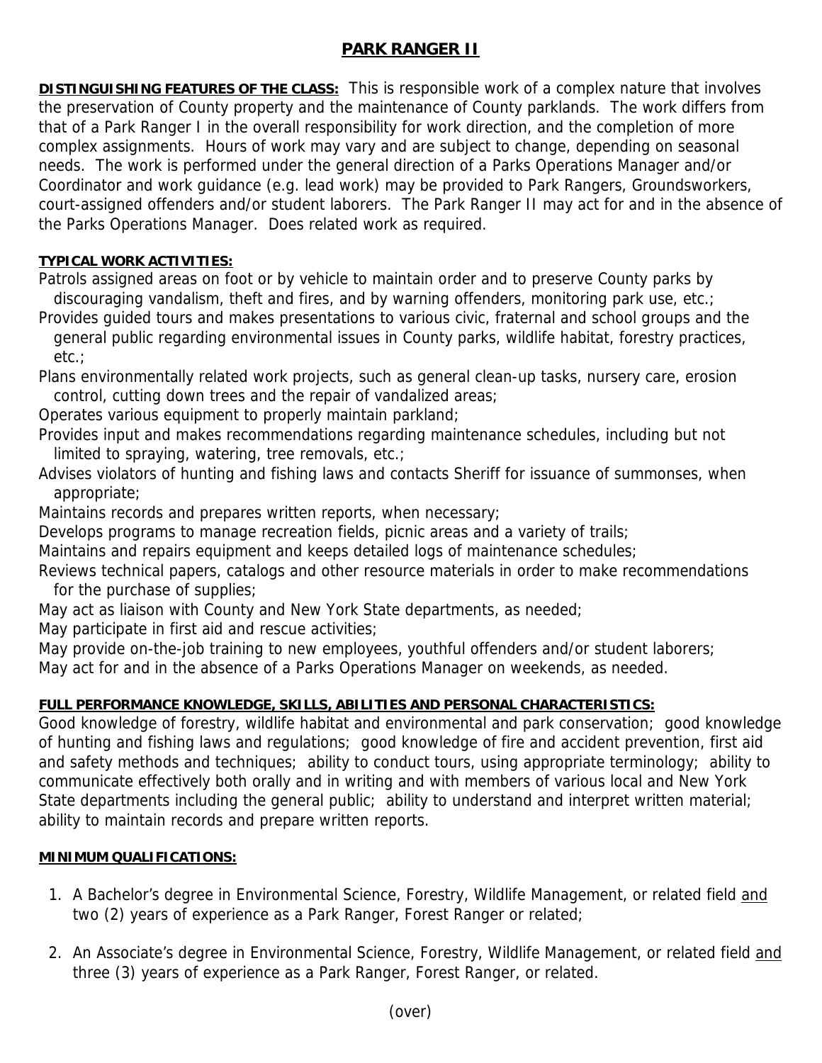# PARK RANGER II

**DISTINGUISHING FEATURES OF THE CLASS:** This is responsible work of a complex nature that involves the preservation of County property and the maintenance of County parklands. The work differs from that of a Park Ranger I in the overall responsibility for work direction, and the completion of more complex assignments. Hours of work may vary and are subject to change, depending on seasonal needs. The work is performed under the general direction of a Parks Operations Manager and/or Coordinator and work guidance (e.g. lead work) may be provided to Park Rangers, Groundsworkers, court-assigned offenders and/or student laborers. The Park Ranger II may act for and in the absence of the Parks Operations Manager. Does related work as required.

**TYPICAL WORK ACTIVITIES:**

Patrols assigned areas on foot or by vehicle to maintain order and to preserve County parks by discouraging vandalism, theft and fires, and by warning offenders, monitoring park use, etc.;

Provides guided tours and makes presentations to various civic, fraternal and school groups and the general public regarding environmental issues in County parks, wildlife habitat, forestry practices, etc.;

Plans environmentally related work projects, such as general clean-up tasks, nursery care, erosion control, cutting down trees and the repair of vandalized areas;

Operates various equipment to properly maintain parkland;

Provides input and makes recommendations regarding maintenance schedules, including but not limited to spraying, watering, tree removals, etc.;

Advises violators of hunting and fishing laws and contacts Sheriff for issuance of summonses, when appropriate;

Maintains records and prepares written reports, when necessary;

Develops programs to manage recreation fields, picnic areas and a variety of trails;

Maintains and repairs equipment and keeps detailed logs of maintenance schedules;

Reviews technical papers, catalogs and other resource materials in order to make recommendations for the purchase of supplies;

May act as liaison with County and New York State departments, as needed;

May participate in first aid and rescue activities;

May provide on-the-job training to new employees, youthful offenders and/or student laborers;

May act for and in the absence of a Parks Operations Manager on weekends, as needed.

**FULL PERFORMANCE KNOWLEDGE, SKILLS, ABILITIES AND PERSONAL CHARACTERISTICS:**

Good knowledge of forestry, wildlife habitat and environmental and park conservation; good knowledge of hunting and fishing laws and regulations; good knowledge of fire and accident prevention, first aid and safety methods and techniques; ability to conduct tours, using appropriate terminology; ability to communicate effectively both orally and in writing and with members of various local and New York State departments including the general public; ability to understand and interpret written material; ability to maintain records and prepare written reports.

**MINIMUM QUALIFICATIONS:**

1. A Bachelor's degree in Environmental Science, Forestry, Wildlife Management, or related field and two (2) years of experience as a Park Ranger, Forest Ranger or related;

2. An Associate's degree in Environmental Science, Forestry, Wildlife Management, or related field and three (3) years of experience as a Park Ranger, Forest Ranger, or related.

(over)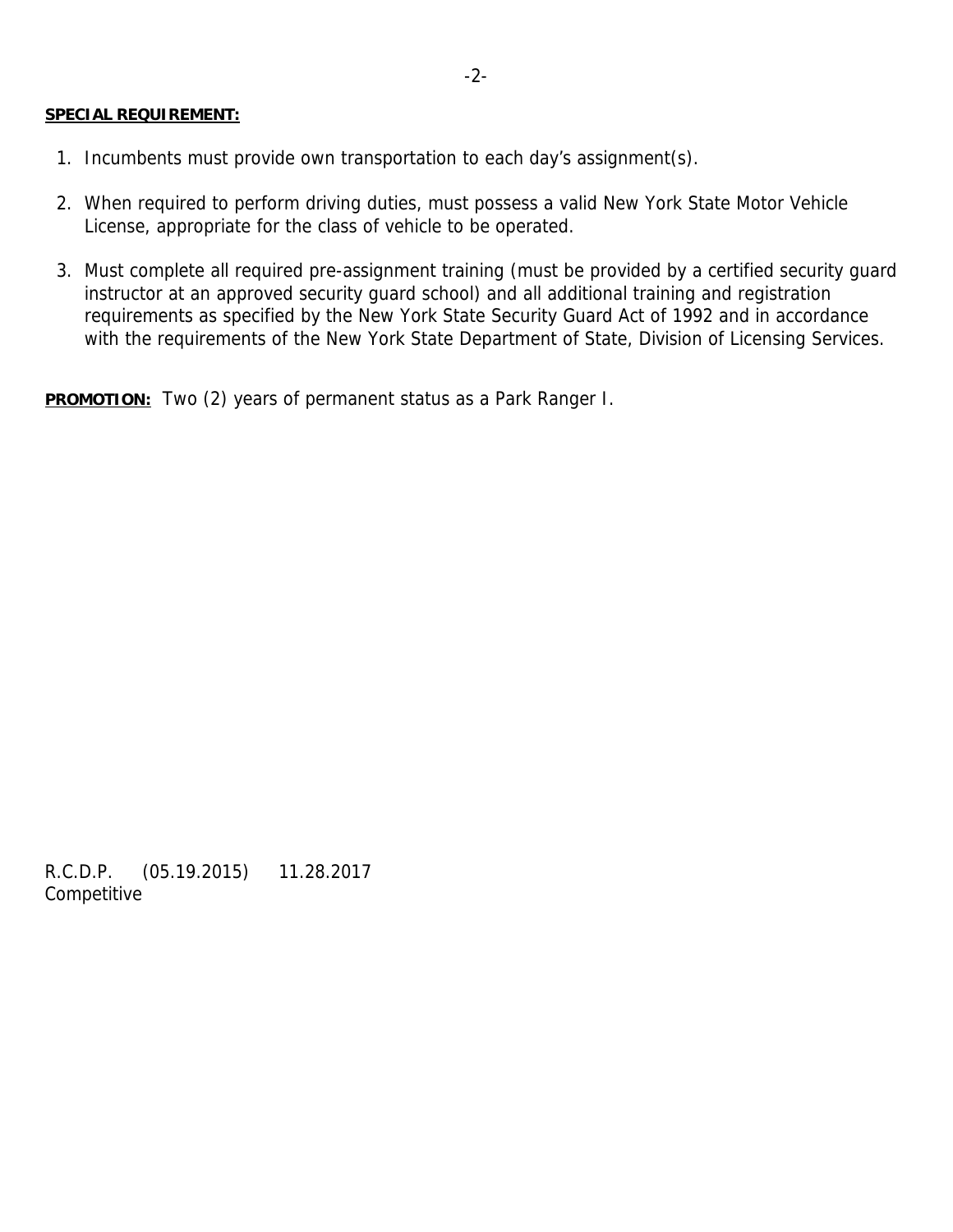**SPECIAL REQUIREMENT:**

1. Incumbents must provide own transportation to each day's assignment(s).

2. When required to perform driving duties, must possess a valid New York State Motor Vehicle License, appropriate for the class of vehicle to be operated.

3. Must complete all required pre-assignment training (must be provided by a certified security guard instructor at an approved security guard school) and all additional training and registration requirements as specified by the New York State Security Guard Act of 1992 and in accordance with the requirements of the New York State Department of State, Division of Licensing Services.

**PROMOTION:** Two (2) years of permanent status as a Park Ranger I.

R.C.D.P. (05.19.2015) 11.28.2017
Competitive